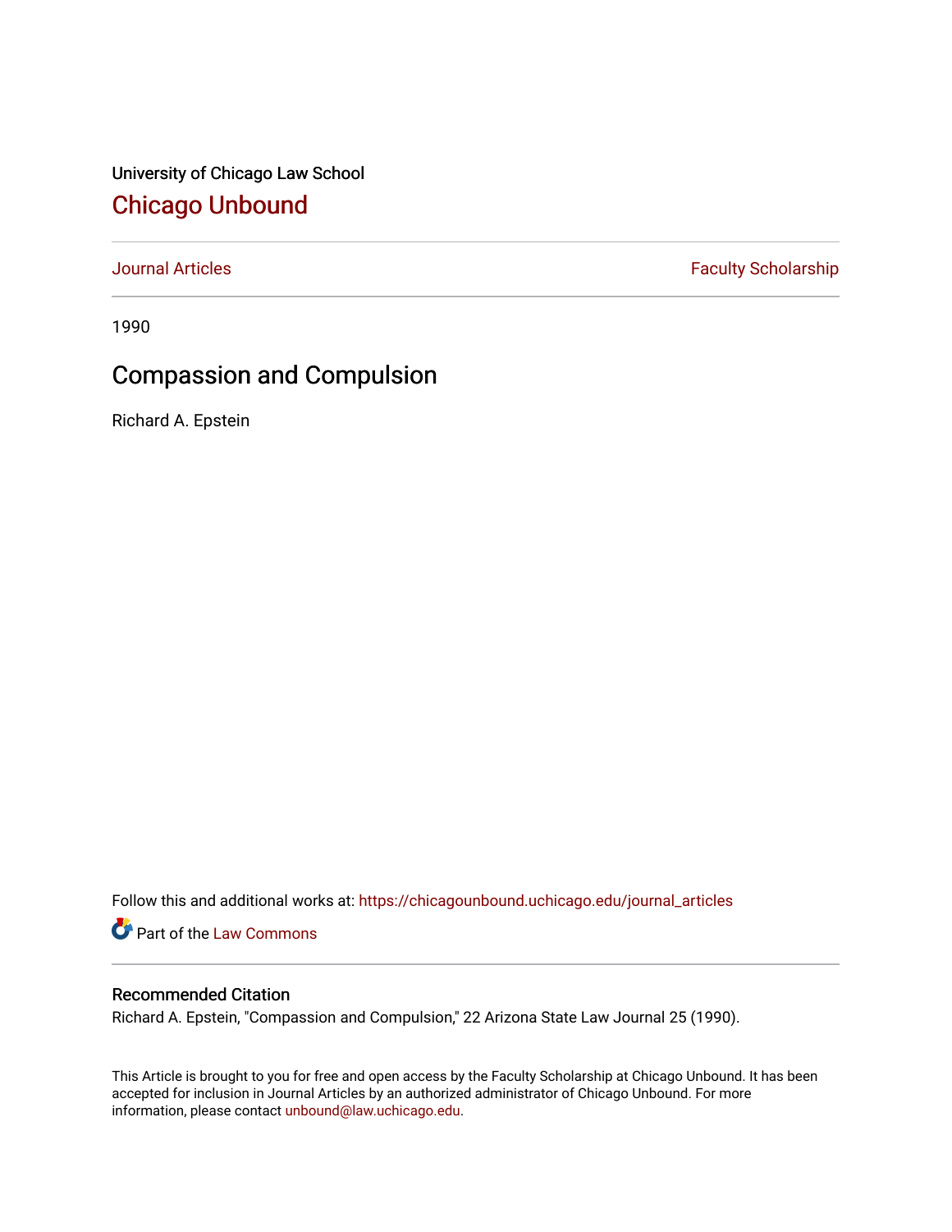University of Chicago Law School

# Chicago Unbound

Journal Articles | Faculty Scholarship

1990

## Compassion and Compulsion

Richard A. Epstein

Follow this and additional works at: https://chicagounbound.uchicago.edu/journal_articles

Part of the Law Commons

### Recommended Citation

Richard A. Epstein, "Compassion and Compulsion," 22 Arizona State Law Journal 25 (1990).

This Article is brought to you for free and open access by the Faculty Scholarship at Chicago Unbound. It has been accepted for inclusion in Journal Articles by an authorized administrator of Chicago Unbound. For more information, please contact unbound@law.uchicago.edu.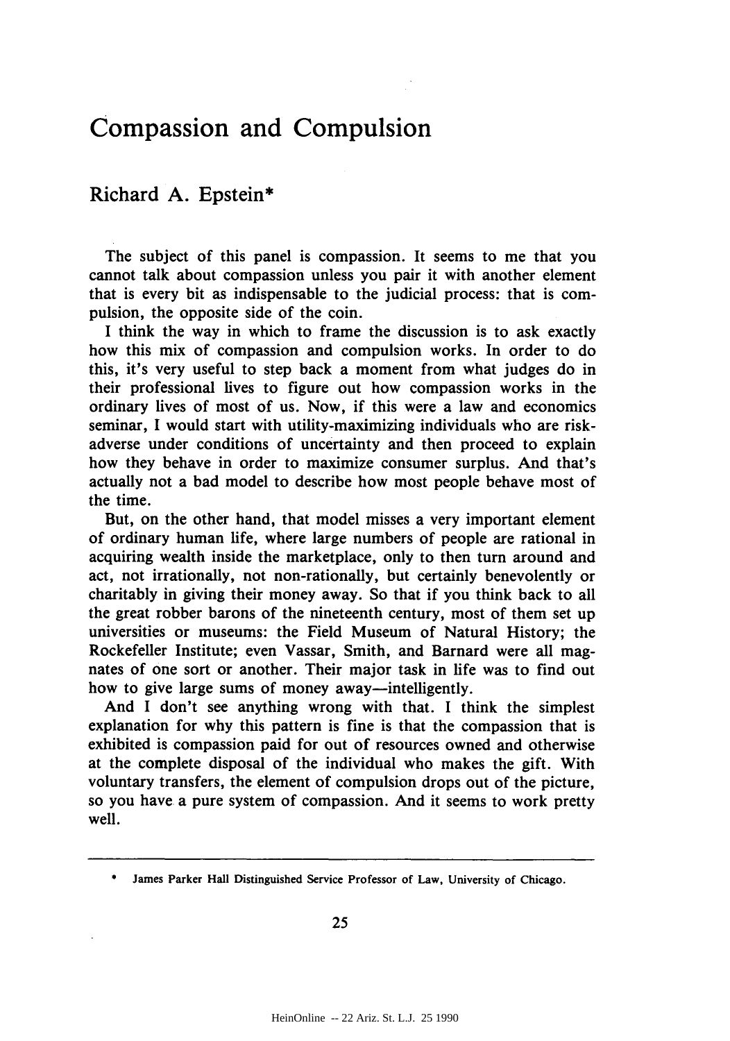# Compassion and Compulsion

## Richard A. Epstein*

The subject of this panel is compassion. It seems to me that you cannot talk about compassion unless you pair it with another element that is every bit as indispensable to the judicial process: that is compulsion, the opposite side of the coin.

I think the way in which to frame the discussion is to ask exactly how this mix of compassion and compulsion works. In order to do this, it's very useful to step back a moment from what judges do in their professional lives to figure out how compassion works in the ordinary lives of most of us. Now, if this were a law and economics seminar, I would start with utility-maximizing individuals who are risk-adverse under conditions of uncertainty and then proceed to explain how they behave in order to maximize consumer surplus. And that's actually not a bad model to describe how most people behave most of the time.

But, on the other hand, that model misses a very important element of ordinary human life, where large numbers of people are rational in acquiring wealth inside the marketplace, only to then turn around and act, not irrationally, not non-rationally, but certainly benevolently or charitably in giving their money away. So that if you think back to all the great robber barons of the nineteenth century, most of them set up universities or museums: the Field Museum of Natural History; the Rockefeller Institute; even Vassar, Smith, and Barnard were all magnates of one sort or another. Their major task in life was to find out how to give large sums of money away—intelligently.

And I don't see anything wrong with that. I think the simplest explanation for why this pattern is fine is that the compassion that is exhibited is compassion paid for out of resources owned and otherwise at the complete disposal of the individual who makes the gift. With voluntary transfers, the element of compulsion drops out of the picture, so you have a pure system of compassion. And it seems to work pretty well.

---

\* James Parker Hall Distinguished Service Professor of Law, University of Chicago.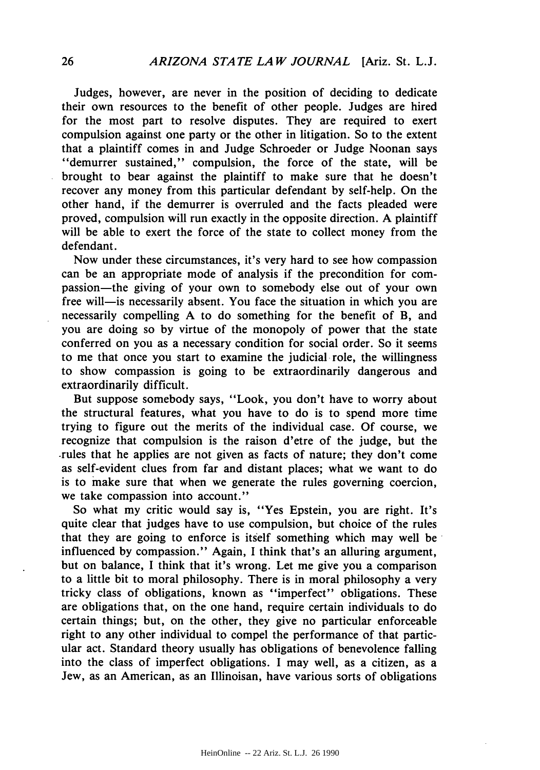Judges, however, are never in the position of deciding to dedicate their own resources to the benefit of other people. Judges are hired for the most part to resolve disputes. They are required to exert compulsion against one party or the other in litigation. So to the extent that a plaintiff comes in and Judge Schroeder or Judge Noonan says "demurrer sustained," compulsion, the force of the state, will be brought to bear against the plaintiff to make sure that he doesn't recover any money from this particular defendant by self-help. On the other hand, if the demurrer is overruled and the facts pleaded were proved, compulsion will run exactly in the opposite direction. A plaintiff will be able to exert the force of the state to collect money from the defendant.

Now under these circumstances, it's very hard to see how compassion can be an appropriate mode of analysis if the precondition for compassion—the giving of your own to somebody else out of your own free will—is necessarily absent. You face the situation in which you are necessarily compelling A to do something for the benefit of B, and you are doing so by virtue of the monopoly of power that the state conferred on you as a necessary condition for social order. So it seems to me that once you start to examine the judicial role, the willingness to show compassion is going to be extraordinarily dangerous and extraordinarily difficult.

But suppose somebody says, "Look, you don't have to worry about the structural features, what you have to do is to spend more time trying to figure out the merits of the individual case. Of course, we recognize that compulsion is the raison d'etre of the judge, but the rules that he applies are not given as facts of nature; they don't come as self-evident clues from far and distant places; what we want to do is to make sure that when we generate the rules governing coercion, we take compassion into account."

So what my critic would say is, "Yes Epstein, you are right. It's quite clear that judges have to use compulsion, but choice of the rules that they are going to enforce is itself something which may well be influenced by compassion." Again, I think that's an alluring argument, but on balance, I think that it's wrong. Let me give you a comparison to a little bit to moral philosophy. There is in moral philosophy a very tricky class of obligations, known as "imperfect" obligations. These are obligations that, on the one hand, require certain individuals to do certain things; but, on the other, they give no particular enforceable right to any other individual to compel the performance of that particular act. Standard theory usually has obligations of benevolence falling into the class of imperfect obligations. I may well, as a citizen, as a Jew, as an American, as an Illinoisan, have various sorts of obligations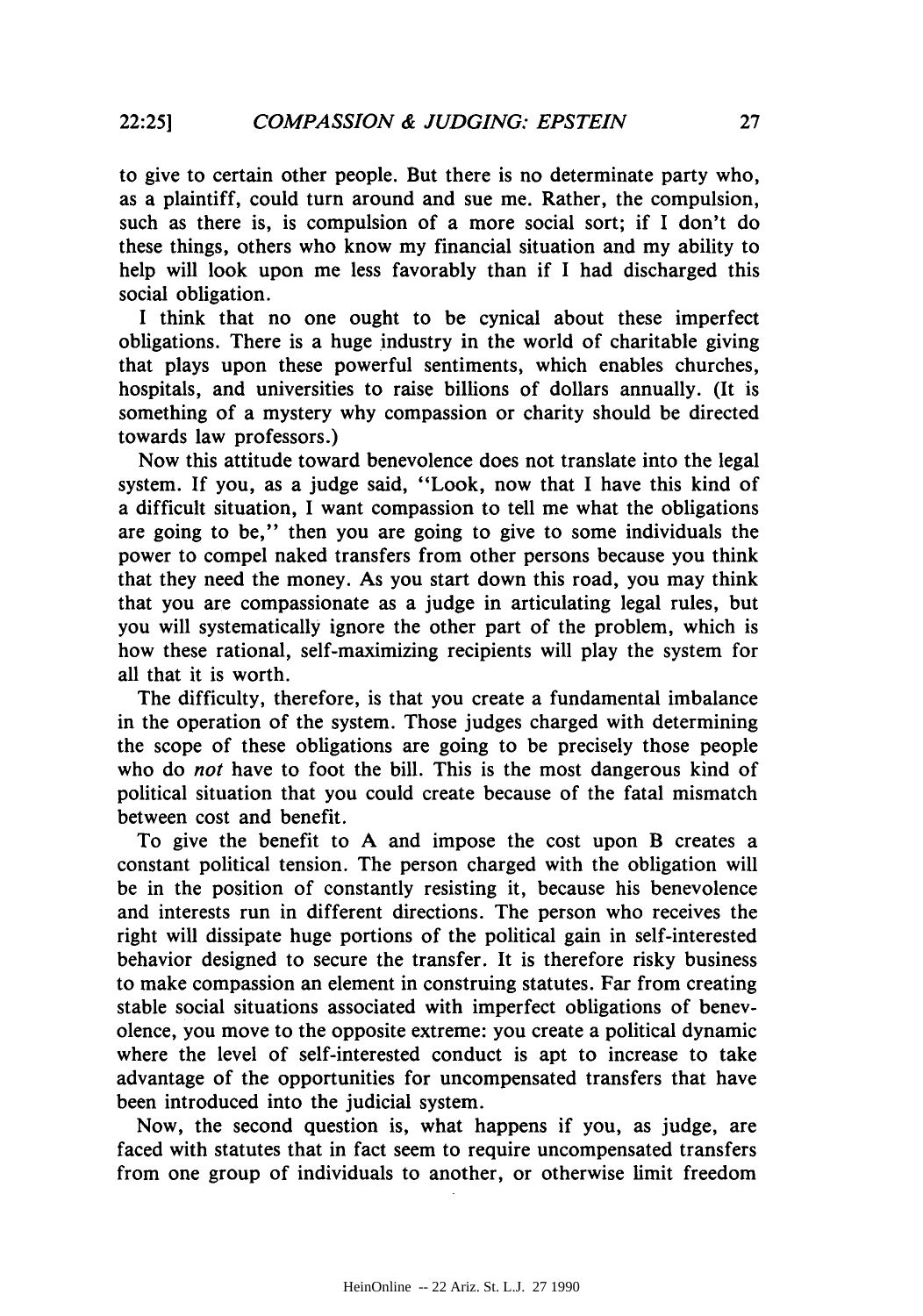to give to certain other people. But there is no determinate party who, as a plaintiff, could turn around and sue me. Rather, the compulsion, such as there is, is compulsion of a more social sort; if I don't do these things, others who know my financial situation and my ability to help will look upon me less favorably than if I had discharged this social obligation.

I think that no one ought to be cynical about these imperfect obligations. There is a huge industry in the world of charitable giving that plays upon these powerful sentiments, which enables churches, hospitals, and universities to raise billions of dollars annually. (It is something of a mystery why compassion or charity should be directed towards law professors.)

Now this attitude toward benevolence does not translate into the legal system. If you, as a judge said, "Look, now that I have this kind of a difficult situation, I want compassion to tell me what the obligations are going to be," then you are going to give to some individuals the power to compel naked transfers from other persons because you think that they need the money. As you start down this road, you may think that you are compassionate as a judge in articulating legal rules, but you will systematically ignore the other part of the problem, which is how these rational, self-maximizing recipients will play the system for all that it is worth.

The difficulty, therefore, is that you create a fundamental imbalance in the operation of the system. Those judges charged with determining the scope of these obligations are going to be precisely those people who do *not* have to foot the bill. This is the most dangerous kind of political situation that you could create because of the fatal mismatch between cost and benefit.

To give the benefit to A and impose the cost upon B creates a constant political tension. The person charged with the obligation will be in the position of constantly resisting it, because his benevolence and interests run in different directions. The person who receives the right will dissipate huge portions of the political gain in self-interested behavior designed to secure the transfer. It is therefore risky business to make compassion an element in construing statutes. Far from creating stable social situations associated with imperfect obligations of benevolence, you move to the opposite extreme: you create a political dynamic where the level of self-interested conduct is apt to increase to take advantage of the opportunities for uncompensated transfers that have been introduced into the judicial system.

Now, the second question is, what happens if you, as judge, are faced with statutes that in fact seem to require uncompensated transfers from one group of individuals to another, or otherwise limit freedom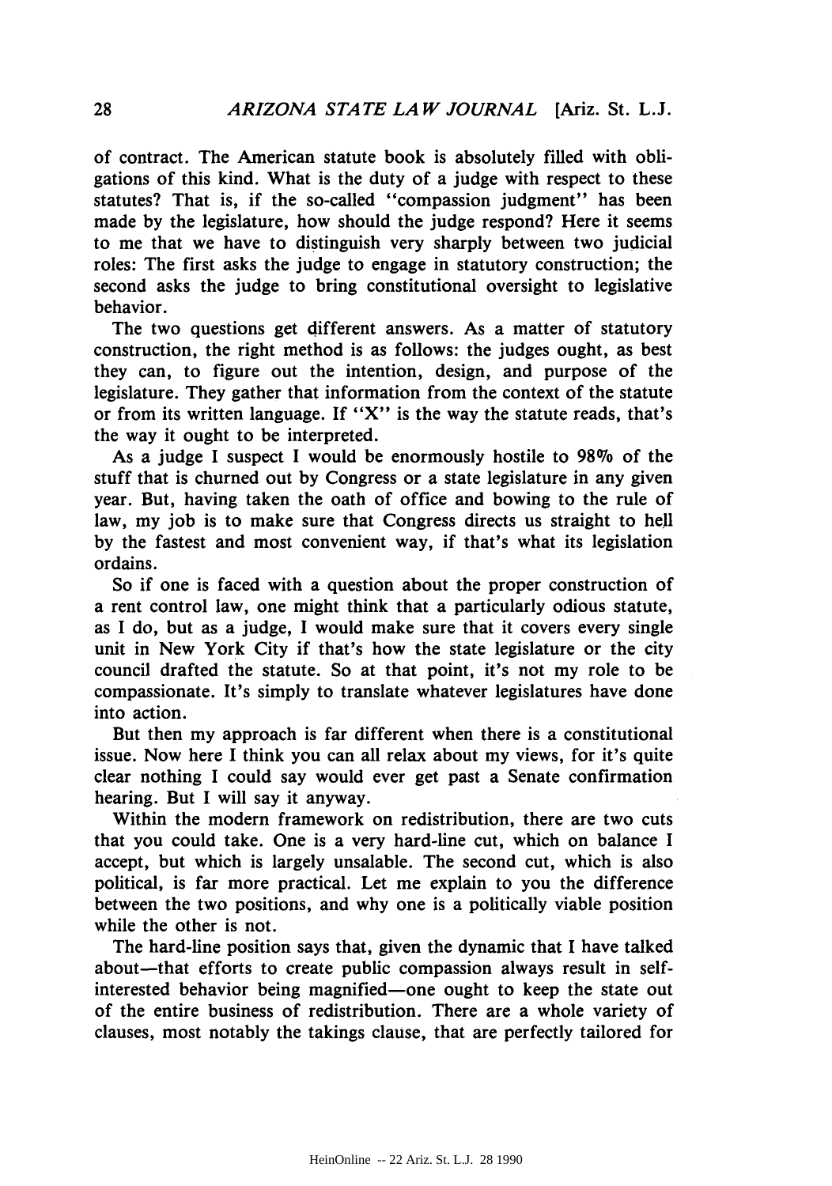of contract. The American statute book is absolutely filled with obligations of this kind. What is the duty of a judge with respect to these statutes? That is, if the so-called "compassion judgment" has been made by the legislature, how should the judge respond? Here it seems to me that we have to distinguish very sharply between two judicial roles: The first asks the judge to engage in statutory construction; the second asks the judge to bring constitutional oversight to legislative behavior.

The two questions get different answers. As a matter of statutory construction, the right method is as follows: the judges ought, as best they can, to figure out the intention, design, and purpose of the legislature. They gather that information from the context of the statute or from its written language. If "X" is the way the statute reads, that's the way it ought to be interpreted.

As a judge I suspect I would be enormously hostile to 98% of the stuff that is churned out by Congress or a state legislature in any given year. But, having taken the oath of office and bowing to the rule of law, my job is to make sure that Congress directs us straight to hell by the fastest and most convenient way, if that's what its legislation ordains.

So if one is faced with a question about the proper construction of a rent control law, one might think that a particularly odious statute, as I do, but as a judge, I would make sure that it covers every single unit in New York City if that's how the state legislature or the city council drafted the statute. So at that point, it's not my role to be compassionate. It's simply to translate whatever legislatures have done into action.

But then my approach is far different when there is a constitutional issue. Now here I think you can all relax about my views, for it's quite clear nothing I could say would ever get past a Senate confirmation hearing. But I will say it anyway.

Within the modern framework on redistribution, there are two cuts that you could take. One is a very hard-line cut, which on balance I accept, but which is largely unsalable. The second cut, which is also political, is far more practical. Let me explain to you the difference between the two positions, and why one is a politically viable position while the other is not.

The hard-line position says that, given the dynamic that I have talked about—that efforts to create public compassion always result in self-interested behavior being magnified—one ought to keep the state out of the entire business of redistribution. There are a whole variety of clauses, most notably the takings clause, that are perfectly tailored for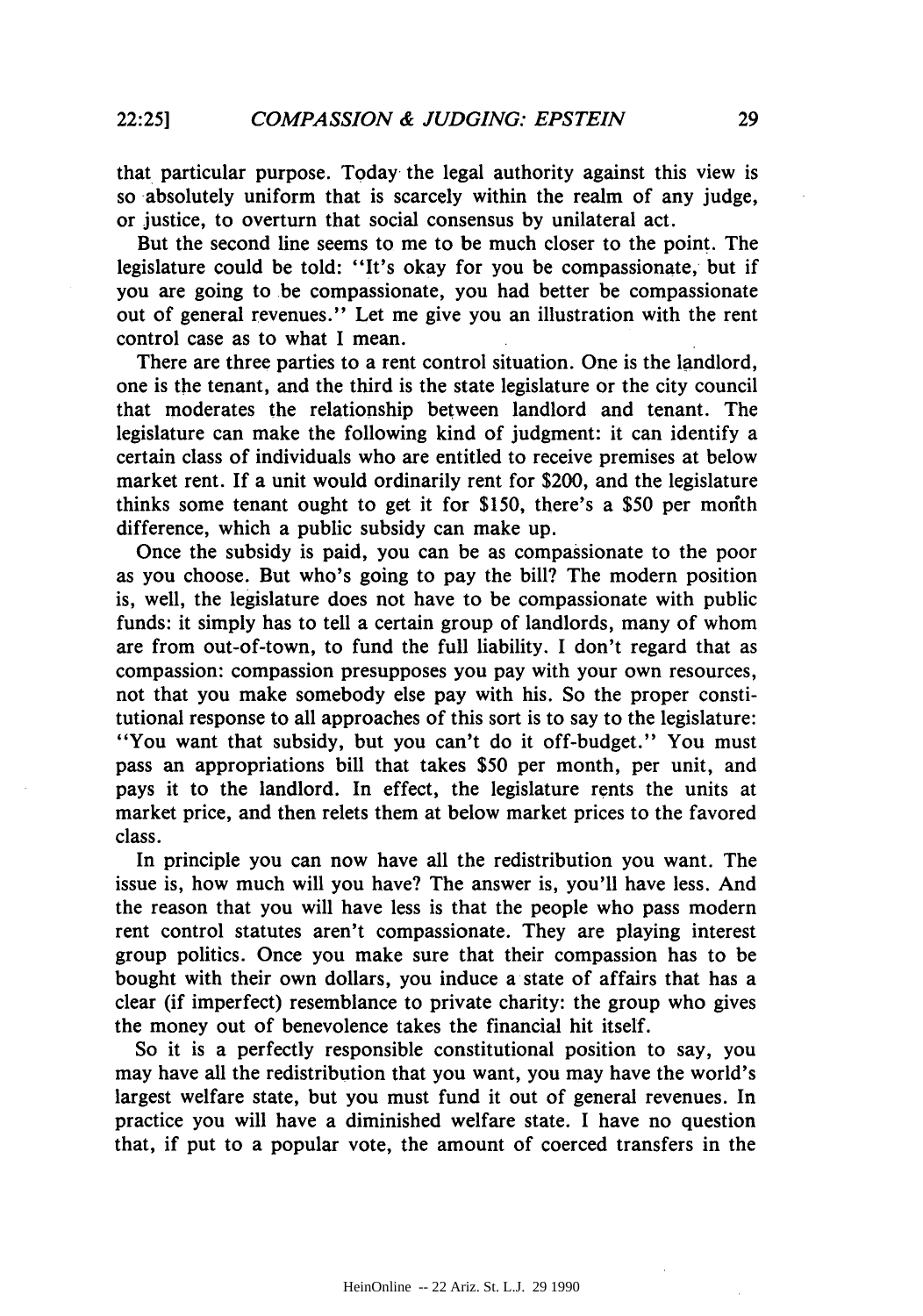that particular purpose. Today the legal authority against this view is so absolutely uniform that is scarcely within the realm of any judge, or justice, to overturn that social consensus by unilateral act.

But the second line seems to me to be much closer to the point. The legislature could be told: "It's okay for you be compassionate, but if you are going to be compassionate, you had better be compassionate out of general revenues." Let me give you an illustration with the rent control case as to what I mean.

There are three parties to a rent control situation. One is the landlord, one is the tenant, and the third is the state legislature or the city council that moderates the relationship between landlord and tenant. The legislature can make the following kind of judgment: it can identify a certain class of individuals who are entitled to receive premises at below market rent. If a unit would ordinarily rent for $200, and the legislature thinks some tenant ought to get it for $150, there's a $50 per month difference, which a public subsidy can make up.

Once the subsidy is paid, you can be as compassionate to the poor as you choose. But who's going to pay the bill? The modern position is, well, the legislature does not have to be compassionate with public funds: it simply has to tell a certain group of landlords, many of whom are from out-of-town, to fund the full liability. I don't regard that as compassion: compassion presupposes you pay with your own resources, not that you make somebody else pay with his. So the proper constitutional response to all approaches of this sort is to say to the legislature: "You want that subsidy, but you can't do it off-budget." You must pass an appropriations bill that takes $50 per month, per unit, and pays it to the landlord. In effect, the legislature rents the units at market price, and then relets them at below market prices to the favored class.

In principle you can now have all the redistribution you want. The issue is, how much will you have? The answer is, you'll have less. And the reason that you will have less is that the people who pass modern rent control statutes aren't compassionate. They are playing interest group politics. Once you make sure that their compassion has to be bought with their own dollars, you induce a state of affairs that has a clear (if imperfect) resemblance to private charity: the group who gives the money out of benevolence takes the financial hit itself.

So it is a perfectly responsible constitutional position to say, you may have all the redistribution that you want, you may have the world's largest welfare state, but you must fund it out of general revenues. In practice you will have a diminished welfare state. I have no question that, if put to a popular vote, the amount of coerced transfers in the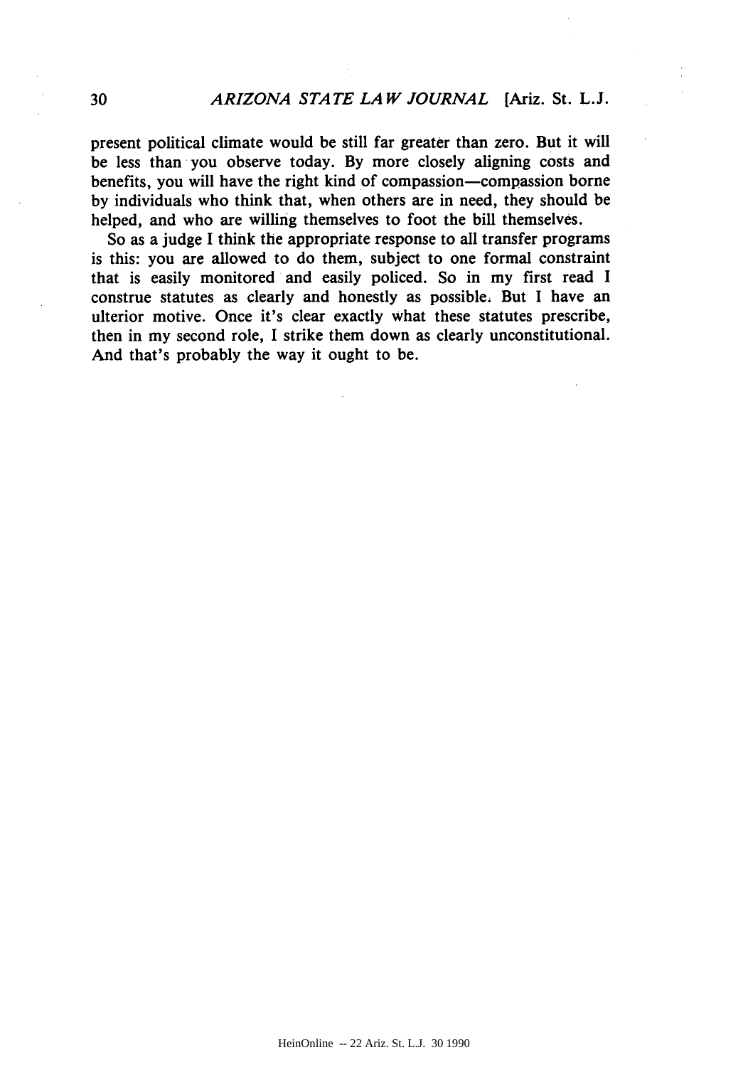present political climate would be still far greater than zero. But it will be less than you observe today. By more closely aligning costs and benefits, you will have the right kind of compassion—compassion borne by individuals who think that, when others are in need, they should be helped, and who are willing themselves to foot the bill themselves.

So as a judge I think the appropriate response to all transfer programs is this: you are allowed to do them, subject to one formal constraint that is easily monitored and easily policed. So in my first read I construe statutes as clearly and honestly as possible. But I have an ulterior motive. Once it's clear exactly what these statutes prescribe, then in my second role, I strike them down as clearly unconstitutional. And that's probably the way it ought to be.